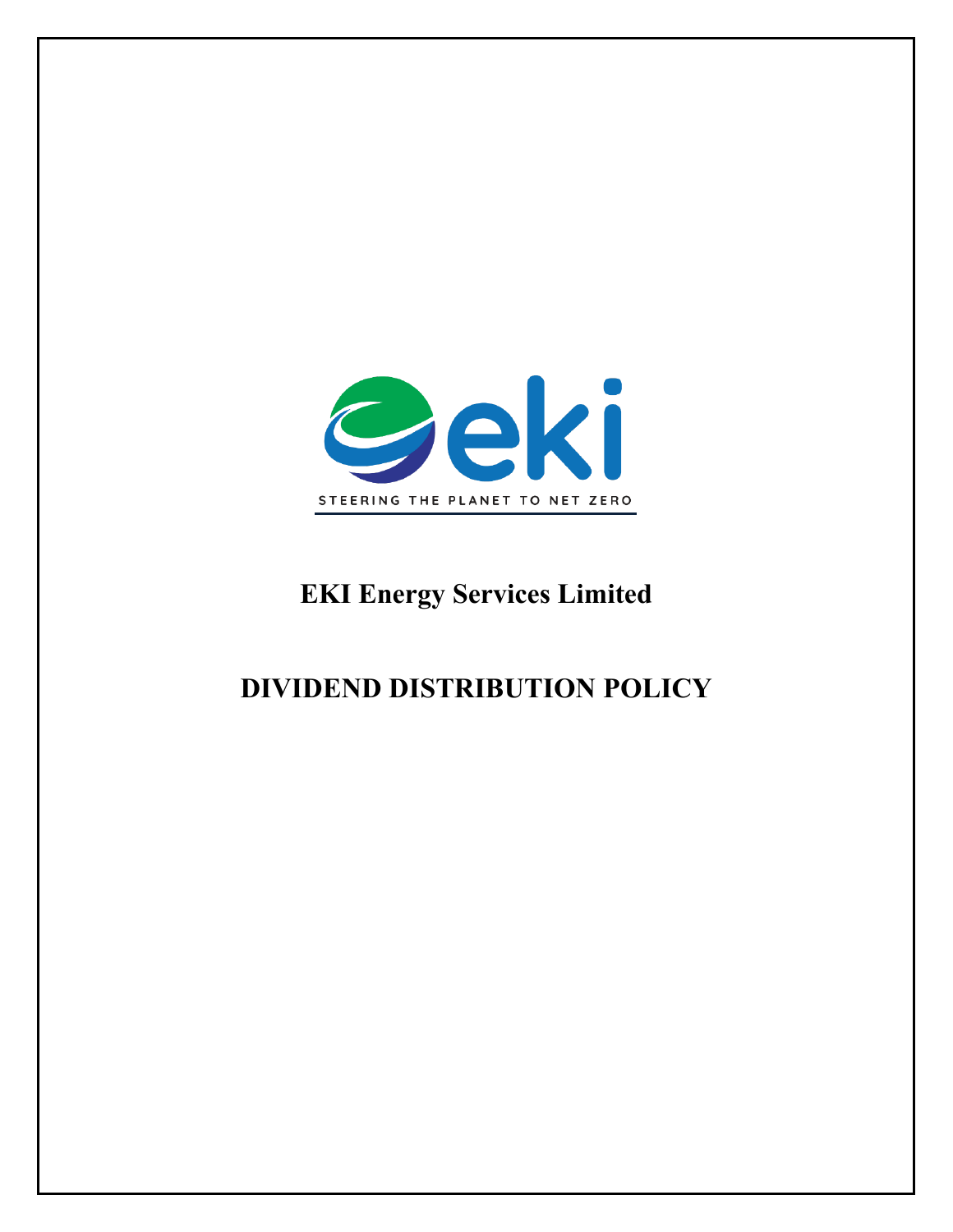STEERING THE PLANET TO NET ZERO

# EKI Energy Services Limited

# DIVIDEND DISTRIBUTION POLICY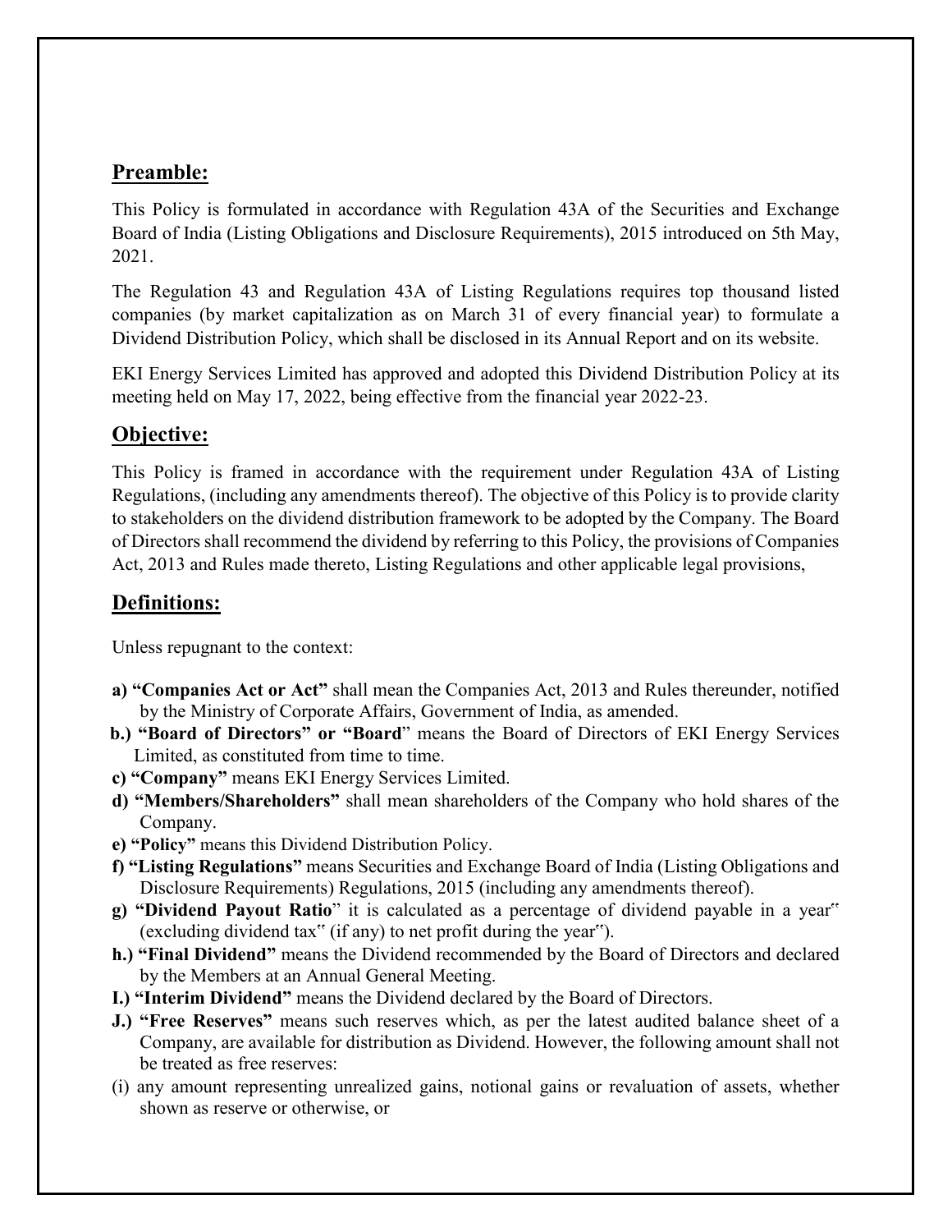## Preamble:

This Policy is formulated in accordance with Regulation 43A of the Securities and Exchange Board of India (Listing Obligations and Disclosure Requirements), 2015 introduced on 5th May, 2021.

The Regulation 43 and Regulation 43A of Listing Regulations requires top thousand listed companies (by market capitalization as on March 31 of every financial year) to formulate a Dividend Distribution Policy, which shall be disclosed in its Annual Report and on its website.

EKI Energy Services Limited has approved and adopted this Dividend Distribution Policy at its meeting held on May 17, 2022, being effective from the financial year 2022-23.

## Objective:

This Policy is framed in accordance with the requirement under Regulation 43A of Listing Regulations, (including any amendments thereof). The objective of this Policy is to provide clarity to stakeholders on the dividend distribution framework to be adopted by the Company. The Board of Directors shall recommend the dividend by referring to this Policy, the provisions of Companies Act, 2013 and Rules made thereto, Listing Regulations and other applicable legal provisions,

## Definitions:

Unless repugnant to the context:

**a) "Companies Act or Act"** shall mean the Companies Act, 2013 and Rules thereunder, notified by the Ministry of Corporate Affairs, Government of India, as amended.

**b.) "Board of Directors" or "Board"** means the Board of Directors of EKI Energy Services Limited, as constituted from time to time.

**c) "Company"** means EKI Energy Services Limited.

**d) "Members/Shareholders"** shall mean shareholders of the Company who hold shares of the Company.

**e) "Policy"** means this Dividend Distribution Policy.

**f) "Listing Regulations"** means Securities and Exchange Board of India (Listing Obligations and Disclosure Requirements) Regulations, 2015 (including any amendments thereof).

**g) "Dividend Payout Ratio**" it is calculated as a percentage of dividend payable in a year" (excluding dividend tax" (if any) to net profit during the year").

**h.) "Final Dividend"** means the Dividend recommended by the Board of Directors and declared by the Members at an Annual General Meeting.

**I.) "Interim Dividend"** means the Dividend declared by the Board of Directors.

**J.) "Free Reserves"** means such reserves which, as per the latest audited balance sheet of a Company, are available for distribution as Dividend. However, the following amount shall not be treated as free reserves:

(i) any amount representing unrealized gains, notional gains or revaluation of assets, whether shown as reserve or otherwise, or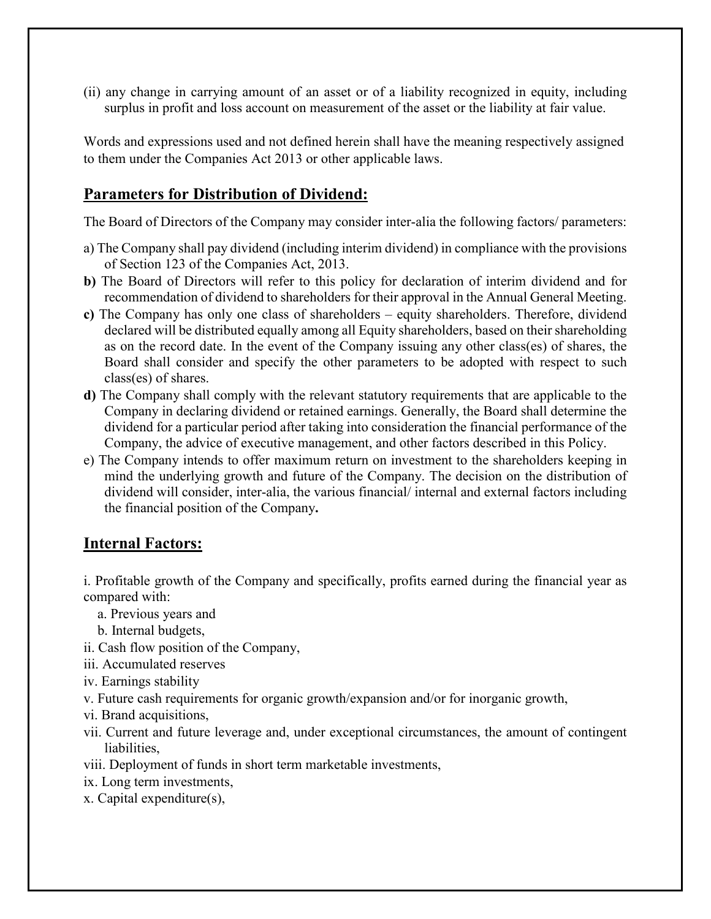(ii) any change in carrying amount of an asset or of a liability recognized in equity, including surplus in profit and loss account on measurement of the asset or the liability at fair value.

Words and expressions used and not defined herein shall have the meaning respectively assigned to them under the Companies Act 2013 or other applicable laws.

## Parameters for Distribution of Dividend:

The Board of Directors of the Company may consider inter-alia the following factors/ parameters:

a) The Company shall pay dividend (including interim dividend) in compliance with the provisions of Section 123 of the Companies Act, 2013.

**b)** The Board of Directors will refer to this policy for declaration of interim dividend and for recommendation of dividend to shareholders for their approval in the Annual General Meeting.

**c)** The Company has only one class of shareholders – equity shareholders. Therefore, dividend declared will be distributed equally among all Equity shareholders, based on their shareholding as on the record date. In the event of the Company issuing any other class(es) of shares, the Board shall consider and specify the other parameters to be adopted with respect to such class(es) of shares.

**d)** The Company shall comply with the relevant statutory requirements that are applicable to the Company in declaring dividend or retained earnings. Generally, the Board shall determine the dividend for a particular period after taking into consideration the financial performance of the Company, the advice of executive management, and other factors described in this Policy.

e) The Company intends to offer maximum return on investment to the shareholders keeping in mind the underlying growth and future of the Company. The decision on the distribution of dividend will consider, inter-alia, the various financial/ internal and external factors including the financial position of the Company**.**

## Internal Factors:

i. Profitable growth of the Company and specifically, profits earned during the financial year as compared with:

   a. Previous years and

   b. Internal budgets,

ii. Cash flow position of the Company,

iii. Accumulated reserves

iv. Earnings stability

v. Future cash requirements for organic growth/expansion and/or for inorganic growth,

vi. Brand acquisitions,

vii. Current and future leverage and, under exceptional circumstances, the amount of contingent liabilities,

viii. Deployment of funds in short term marketable investments,

ix. Long term investments,

x. Capital expenditure(s),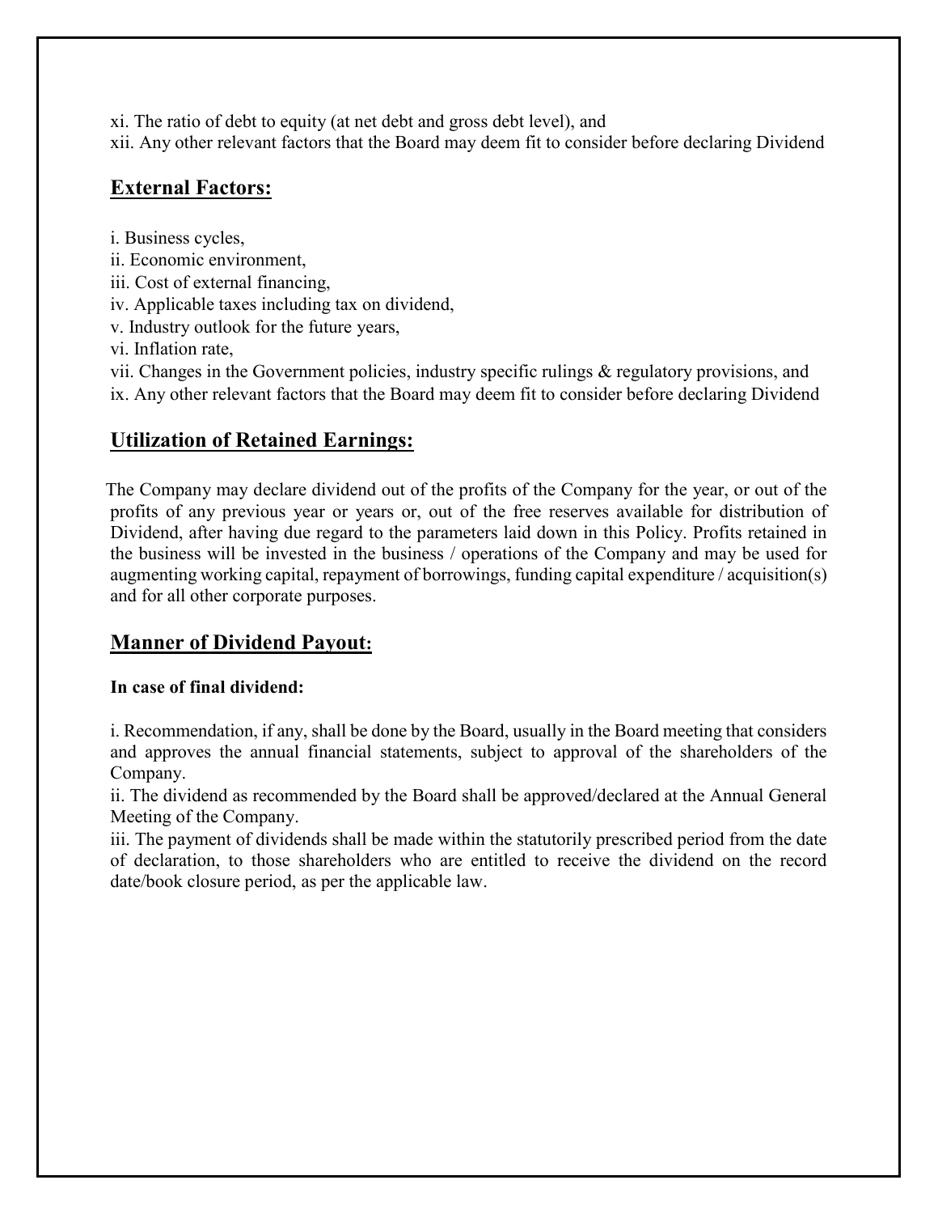xi. The ratio of debt to equity (at net debt and gross debt level), and
xii. Any other relevant factors that the Board may deem fit to consider before declaring Dividend

## External Factors:

i. Business cycles,
ii. Economic environment,
iii. Cost of external financing,
iv. Applicable taxes including tax on dividend,
v. Industry outlook for the future years,
vi. Inflation rate,
vii. Changes in the Government policies, industry specific rulings & regulatory provisions, and
ix. Any other relevant factors that the Board may deem fit to consider before declaring Dividend

## Utilization of Retained Earnings:

The Company may declare dividend out of the profits of the Company for the year, or out of the profits of any previous year or years or, out of the free reserves available for distribution of Dividend, after having due regard to the parameters laid down in this Policy. Profits retained in the business will be invested in the business / operations of the Company and may be used for augmenting working capital, repayment of borrowings, funding capital expenditure / acquisition(s) and for all other corporate purposes.

## Manner of Dividend Payout:

**In case of final dividend:**

i. Recommendation, if any, shall be done by the Board, usually in the Board meeting that considers and approves the annual financial statements, subject to approval of the shareholders of the Company.
ii. The dividend as recommended by the Board shall be approved/declared at the Annual General Meeting of the Company.
iii. The payment of dividends shall be made within the statutorily prescribed period from the date of declaration, to those shareholders who are entitled to receive the dividend on the record date/book closure period, as per the applicable law.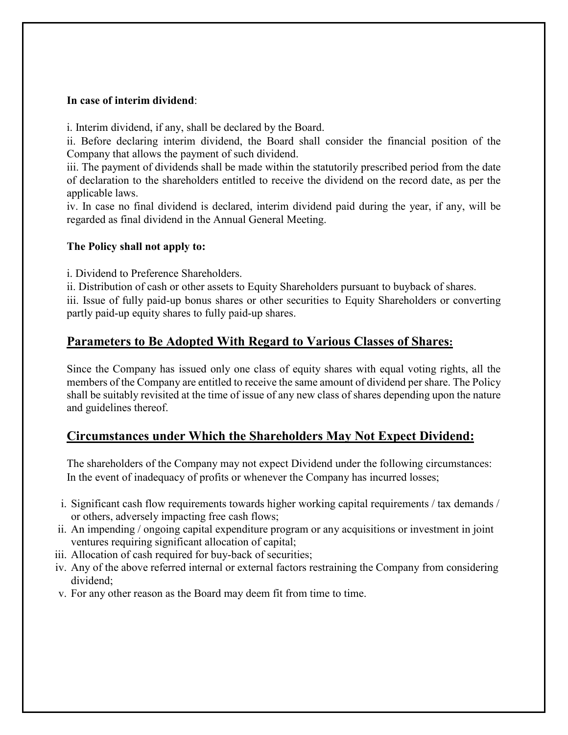**In case of interim dividend**:

i. Interim dividend, if any, shall be declared by the Board.
ii. Before declaring interim dividend, the Board shall consider the financial position of the Company that allows the payment of such dividend.
iii. The payment of dividends shall be made within the statutorily prescribed period from the date of declaration to the shareholders entitled to receive the dividend on the record date, as per the applicable laws.
iv. In case no final dividend is declared, interim dividend paid during the year, if any, will be regarded as final dividend in the Annual General Meeting.

**The Policy shall not apply to:**

i. Dividend to Preference Shareholders.
ii. Distribution of cash or other assets to Equity Shareholders pursuant to buyback of shares.
iii. Issue of fully paid-up bonus shares or other securities to Equity Shareholders or converting partly paid-up equity shares to fully paid-up shares.

## Parameters to Be Adopted With Regard to Various Classes of Shares:

Since the Company has issued only one class of equity shares with equal voting rights, all the members of the Company are entitled to receive the same amount of dividend per share. The Policy shall be suitably revisited at the time of issue of any new class of shares depending upon the nature and guidelines thereof.

## Circumstances under Which the Shareholders May Not Expect Dividend:

The shareholders of the Company may not expect Dividend under the following circumstances:
In the event of inadequacy of profits or whenever the Company has incurred losses;

i. Significant cash flow requirements towards higher working capital requirements / tax demands / or others, adversely impacting free cash flows;
ii. An impending / ongoing capital expenditure program or any acquisitions or investment in joint ventures requiring significant allocation of capital;
iii. Allocation of cash required for buy-back of securities;
iv. Any of the above referred internal or external factors restraining the Company from considering dividend;
v. For any other reason as the Board may deem fit from time to time.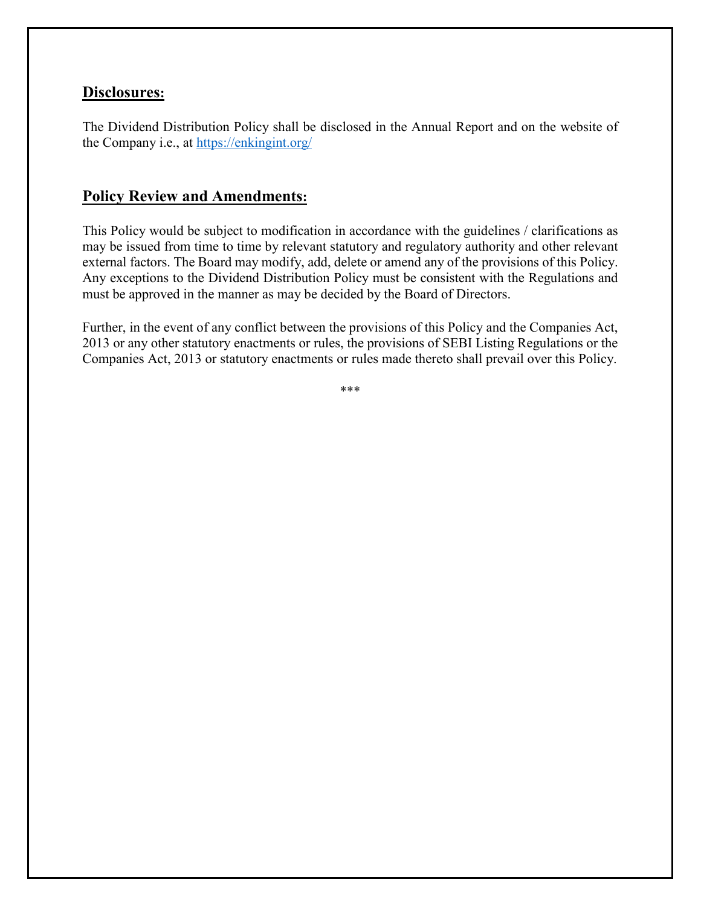## Disclosures:

The Dividend Distribution Policy shall be disclosed in the Annual Report and on the website of the Company i.e., at https://enkingint.org/

## Policy Review and Amendments:

This Policy would be subject to modification in accordance with the guidelines / clarifications as may be issued from time to time by relevant statutory and regulatory authority and other relevant external factors. The Board may modify, add, delete or amend any of the provisions of this Policy. Any exceptions to the Dividend Distribution Policy must be consistent with the Regulations and must be approved in the manner as may be decided by the Board of Directors.

Further, in the event of any conflict between the provisions of this Policy and the Companies Act, 2013 or any other statutory enactments or rules, the provisions of SEBI Listing Regulations or the Companies Act, 2013 or statutory enactments or rules made thereto shall prevail over this Policy.

***